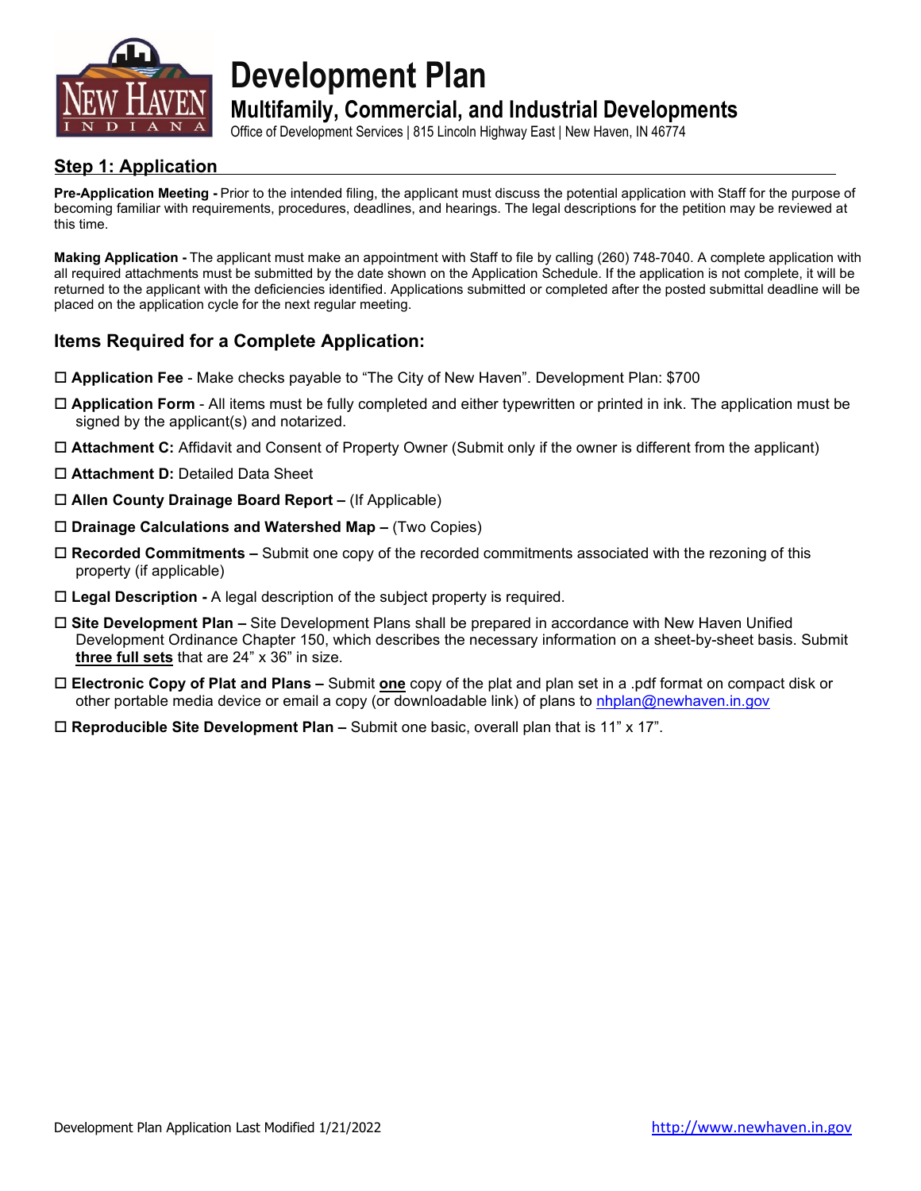# Development Plan

## Multifamily, Commercial, and Industrial Developments

Office of Development Services | 815 Lincoln Highway East | New Haven, IN 46774

## Step 1: Application

**Pre-Application Meeting -** Prior to the intended filing, the applicant must discuss the potential application with Staff for the purpose of becoming familiar with requirements, procedures, deadlines, and hearings. The legal descriptions for the petition may be reviewed at this time.

**Making Application -** The applicant must make an appointment with Staff to file by calling (260) 748-7040. A complete application with all required attachments must be submitted by the date shown on the Application Schedule. If the application is not complete, it will be returned to the applicant with the deficiencies identified. Applications submitted or completed after the posted submittal deadline will be placed on the application cycle for the next regular meeting.

### Items Required for a Complete Application:

- ☐ **Application Fee** - Make checks payable to "The City of New Haven". Development Plan: $700
- ☐ **Application Form** - All items must be fully completed and either typewritten or printed in ink. The application must be signed by the applicant(s) and notarized.
- ☐ **Attachment C:** Affidavit and Consent of Property Owner (Submit only if the owner is different from the applicant)
- ☐ **Attachment D:** Detailed Data Sheet
- ☐ **Allen County Drainage Board Report –** (If Applicable)
- ☐ **Drainage Calculations and Watershed Map –** (Two Copies)
- ☐ **Recorded Commitments –** Submit one copy of the recorded commitments associated with the rezoning of this property (if applicable)
- ☐ **Legal Description -** A legal description of the subject property is required.
- ☐ **Site Development Plan –** Site Development Plans shall be prepared in accordance with New Haven Unified Development Ordinance Chapter 150, which describes the necessary information on a sheet-by-sheet basis. Submit **three full sets** that are 24" x 36" in size.
- ☐ **Electronic Copy of Plat and Plans –** Submit **one** copy of the plat and plan set in a .pdf format on compact disk or other portable media device or email a copy (or downloadable link) of plans to nhplan@newhaven.in.gov
- ☐ **Reproducible Site Development Plan –** Submit one basic, overall plan that is 11" x 17".

Development Plan Application Last Modified 1/21/2022 http://www.newhaven.in.gov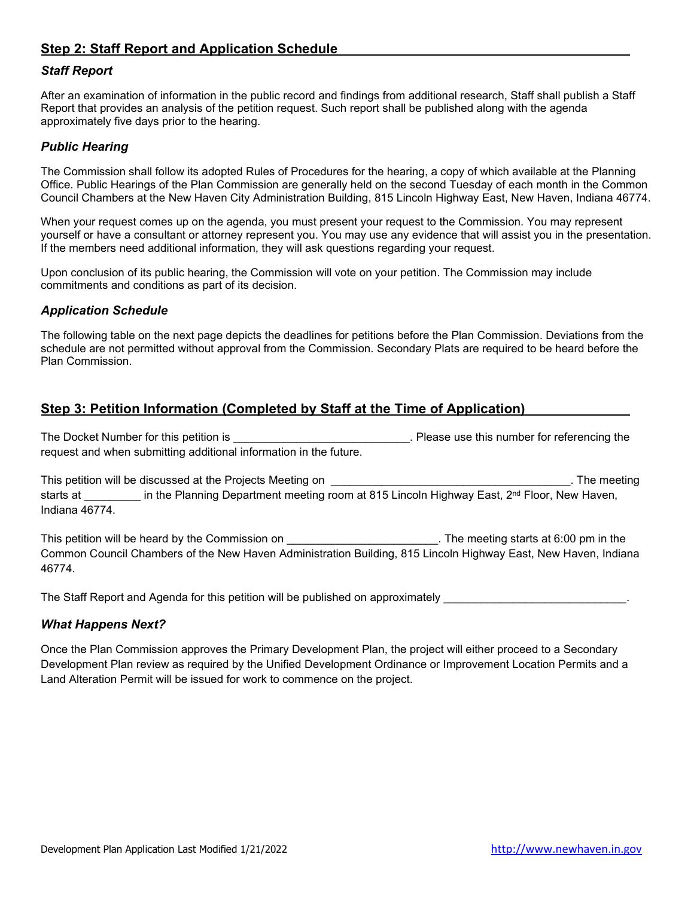## Step 2: Staff Report and Application Schedule

### *Staff Report*

After an examination of information in the public record and findings from additional research, Staff shall publish a Staff Report that provides an analysis of the petition request. Such report shall be published along with the agenda approximately five days prior to the hearing.

### *Public Hearing*

The Commission shall follow its adopted Rules of Procedures for the hearing, a copy of which available at the Planning Office. Public Hearings of the Plan Commission are generally held on the second Tuesday of each month in the Common Council Chambers at the New Haven City Administration Building, 815 Lincoln Highway East, New Haven, Indiana 46774.

When your request comes up on the agenda, you must present your request to the Commission. You may represent yourself or have a consultant or attorney represent you. You may use any evidence that will assist you in the presentation. If the members need additional information, they will ask questions regarding your request.

Upon conclusion of its public hearing, the Commission will vote on your petition. The Commission may include commitments and conditions as part of its decision.

### *Application Schedule*

The following table on the next page depicts the deadlines for petitions before the Plan Commission. Deviations from the schedule are not permitted without approval from the Commission. Secondary Plats are required to be heard before the Plan Commission.

## Step 3: Petition Information (Completed by Staff at the Time of Application)

The Docket Number for this petition is ____________________________. Please use this number for referencing the request and when submitting additional information in the future.

This petition will be discussed at the Projects Meeting on ______________________________________. The meeting starts at _________ in the Planning Department meeting room at 815 Lincoln Highway East, 2nd Floor, New Haven, Indiana 46774.

This petition will be heard by the Commission on ________________________. The meeting starts at 6:00 pm in the Common Council Chambers of the New Haven Administration Building, 815 Lincoln Highway East, New Haven, Indiana 46774.

The Staff Report and Agenda for this petition will be published on approximately _____________________________.

### *What Happens Next?*

Once the Plan Commission approves the Primary Development Plan, the project will either proceed to a Secondary Development Plan review as required by the Unified Development Ordinance or Improvement Location Permits and a Land Alteration Permit will be issued for work to commence on the project.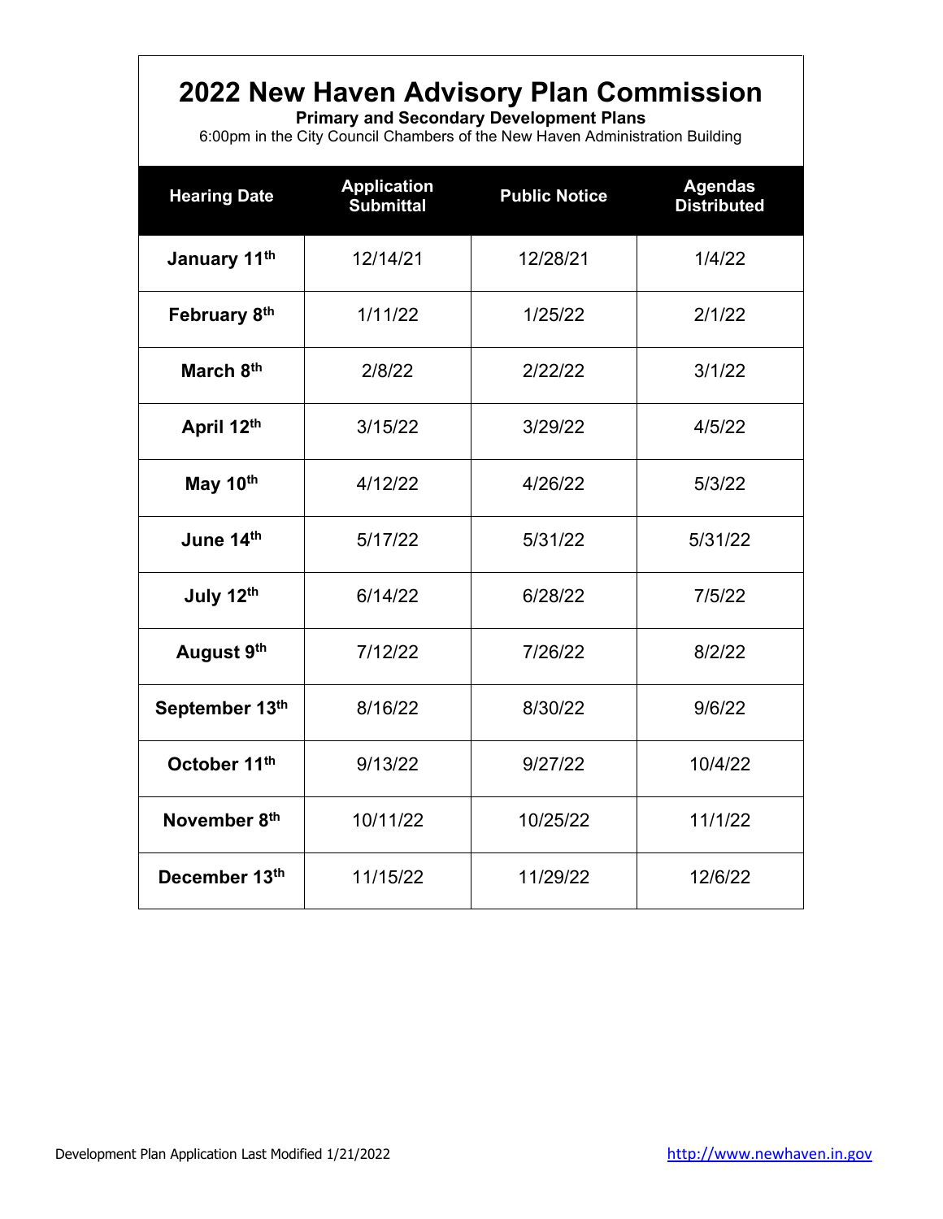# 2022 New Haven Advisory Plan Commission

**Primary and Secondary Development Plans**

6:00pm in the City Council Chambers of the New Haven Administration Building

| Hearing Date | Application Submittal | Public Notice | Agendas Distributed |
|---|---|---|---|
| **January 11th** | 12/14/21 | 12/28/21 | 1/4/22 |
| **February 8th** | 1/11/22 | 1/25/22 | 2/1/22 |
| **March 8th** | 2/8/22 | 2/22/22 | 3/1/22 |
| **April 12th** | 3/15/22 | 3/29/22 | 4/5/22 |
| **May 10th** | 4/12/22 | 4/26/22 | 5/3/22 |
| **June 14th** | 5/17/22 | 5/31/22 | 5/31/22 |
| **July 12th** | 6/14/22 | 6/28/22 | 7/5/22 |
| **August 9th** | 7/12/22 | 7/26/22 | 8/2/22 |
| **September 13th** | 8/16/22 | 8/30/22 | 9/6/22 |
| **October 11th** | 9/13/22 | 9/27/22 | 10/4/22 |
| **November 8th** | 10/11/22 | 10/25/22 | 11/1/22 |
| **December 13th** | 11/15/22 | 11/29/22 | 12/6/22 |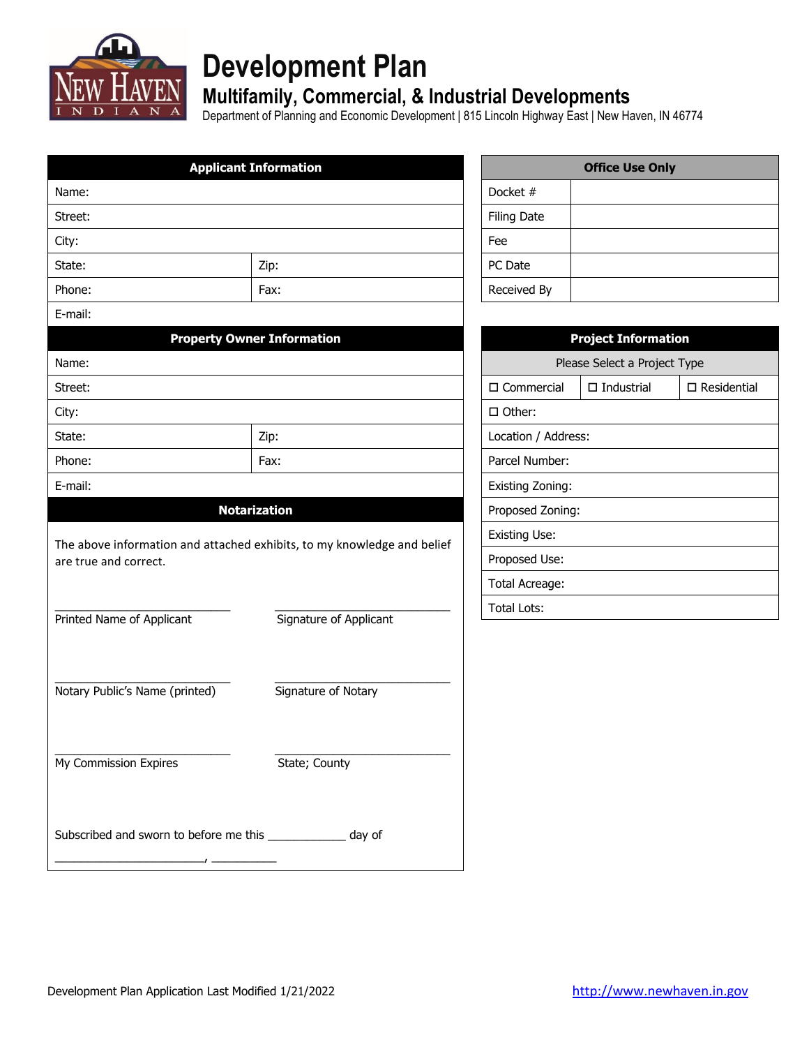# Development Plan

## Multifamily, Commercial, & Industrial Developments

Department of Planning and Economic Development | 815 Lincoln Highway East | New Haven, IN 46774

| Applicant Information | |
|---|---|
| Name: | |
| Street: | |
| City: | |
| State: | Zip: |
| Phone: | Fax: |
| E-mail: | |

| Property Owner Information | |
|---|---|
| Name: | |
| Street: | |
| City: | |
| State: | Zip: |
| Phone: | Fax: |
| E-mail: | |

**Notarization**

The above information and attached exhibits, to my knowledge and belief are true and correct.

\_\_\_\_\_\_\_\_\_\_\_\_\_\_\_\_\_\_\_\_\_\_\_\_\_\_\_\_ \_\_\_\_\_\_\_\_\_\_\_\_\_\_\_\_\_\_\_\_\_\_\_\_\_\_\_\_

Printed Name of Applicant Signature of Applicant

\_\_\_\_\_\_\_\_\_\_\_\_\_\_\_\_\_\_\_\_\_\_\_\_\_\_\_\_ \_\_\_\_\_\_\_\_\_\_\_\_\_\_\_\_\_\_\_\_\_\_\_\_\_\_\_\_

Notary Public's Name (printed) Signature of Notary

\_\_\_\_\_\_\_\_\_\_\_\_\_\_\_\_\_\_\_\_\_\_\_\_\_\_\_\_ \_\_\_\_\_\_\_\_\_\_\_\_\_\_\_\_\_\_\_\_\_\_\_\_\_\_\_\_

My Commission Expires State; County

Subscribed and sworn to before me this \_\_\_\_\_\_\_\_\_\_\_\_ day of \_\_\_\_\_\_\_\_\_\_\_\_\_\_\_\_\_\_\_\_\_\_\_\_, \_\_\_\_\_\_\_\_\_\_\_

| Office Use Only | |
|---|---|
| Docket # | |
| Filing Date | |
| Fee | |
| PC Date | |
| Received By | |

| Project Information | | |
|---|---|---|
| Please Select a Project Type | | |
| ☐ Commercial | ☐ Industrial | ☐ Residential |
| ☐ Other: | | |
| Location / Address: | | |
| Parcel Number: | | |
| Existing Zoning: | | |
| Proposed Zoning: | | |
| Existing Use: | | |
| Proposed Use: | | |
| Total Acreage: | | |
| Total Lots: | | |

Development Plan Application Last Modified 1/21/2022 http://www.newhaven.in.gov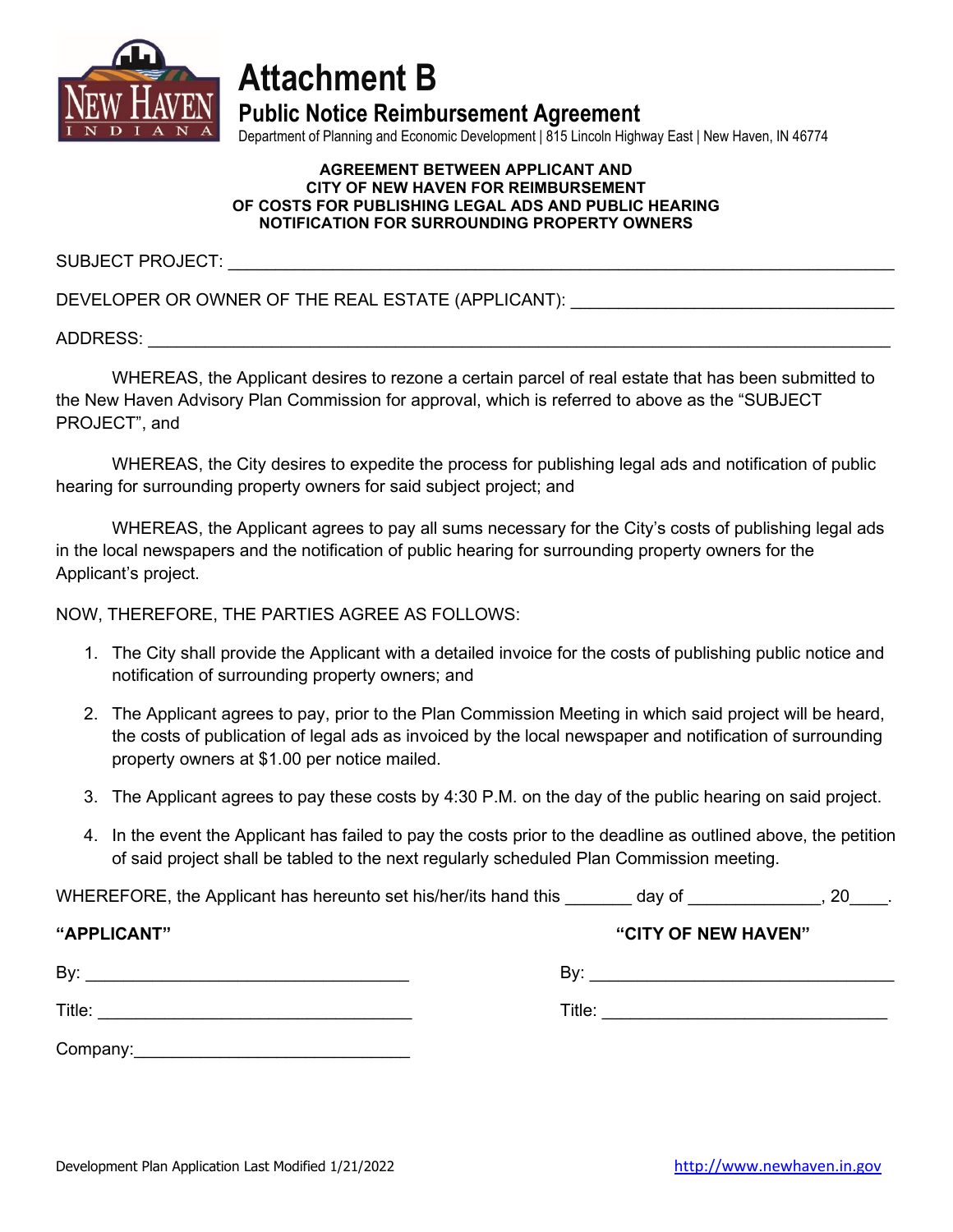# Attachment B

## Public Notice Reimbursement Agreement

Department of Planning and Economic Development | 815 Lincoln Highway East | New Haven, IN 46774

**AGREEMENT BETWEEN APPLICANT AND CITY OF NEW HAVEN FOR REIMBURSEMENT OF COSTS FOR PUBLISHING LEGAL ADS AND PUBLIC HEARING NOTIFICATION FOR SURROUNDING PROPERTY OWNERS**

SUBJECT PROJECT: ___________________________________________________________

DEVELOPER OR OWNER OF THE REAL ESTATE (APPLICANT): _____________________________

ADDRESS: __________________________________________________________________

WHEREAS, the Applicant desires to rezone a certain parcel of real estate that has been submitted to the New Haven Advisory Plan Commission for approval, which is referred to above as the "SUBJECT PROJECT", and

WHEREAS, the City desires to expedite the process for publishing legal ads and notification of public hearing for surrounding property owners for said subject project; and

WHEREAS, the Applicant agrees to pay all sums necessary for the City's costs of publishing legal ads in the local newspapers and the notification of public hearing for surrounding property owners for the Applicant's project.

NOW, THEREFORE, THE PARTIES AGREE AS FOLLOWS:

1. The City shall provide the Applicant with a detailed invoice for the costs of publishing public notice and notification of surrounding property owners; and
2. The Applicant agrees to pay, prior to the Plan Commission Meeting in which said project will be heard, the costs of publication of legal ads as invoiced by the local newspaper and notification of surrounding property owners at $1.00 per notice mailed.
3. The Applicant agrees to pay these costs by 4:30 P.M. on the day of the public hearing on said project.
4. In the event the Applicant has failed to pay the costs prior to the deadline as outlined above, the petition of said project shall be tabled to the next regularly scheduled Plan Commission meeting.

WHEREFORE, the Applicant has hereunto set his/her/its hand this _______ day of ______________, 20____.

**"APPLICANT"**

By: ________________________________

Title: ______________________________

Company: ___________________________

**"CITY OF NEW HAVEN"**

By: ________________________________

Title: ______________________________

Development Plan Application Last Modified 1/21/2022

http://www.newhaven.in.gov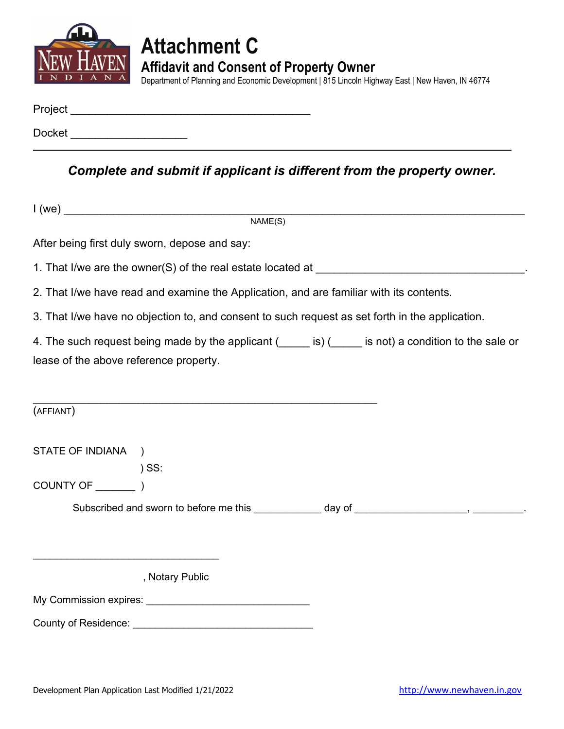# Attachment C

## Affidavit and Consent of Property Owner

Department of Planning and Economic Development | 815 Lincoln Highway East | New Haven, IN 46774

Project ________________________________________

Docket ___________________

---

***Complete and submit if applicant is different from the property owner.***

I (we) ____________________________________________________________________________
NAME(S)

After being first duly sworn, depose and say:

1. That I/we are the owner(S) of the real estate located at ___________________________________.

2. That I/we have read and examine the Application, and are familiar with its contents.

3. That I/we have no objection to, and consent to such request as set forth in the application.

4. The such request being made by the applicant (_____ is) (_____ is not) a condition to the sale or lease of the above reference property.

_________________________________________________________
(AFFIANT)

STATE OF INDIANA )
) SS:
COUNTY OF _______ )

Subscribed and sworn to before me this ___________ day of ___________________, _________.

_______________________________
, Notary Public

My Commission expires: ___________________________

County of Residence: ______________________________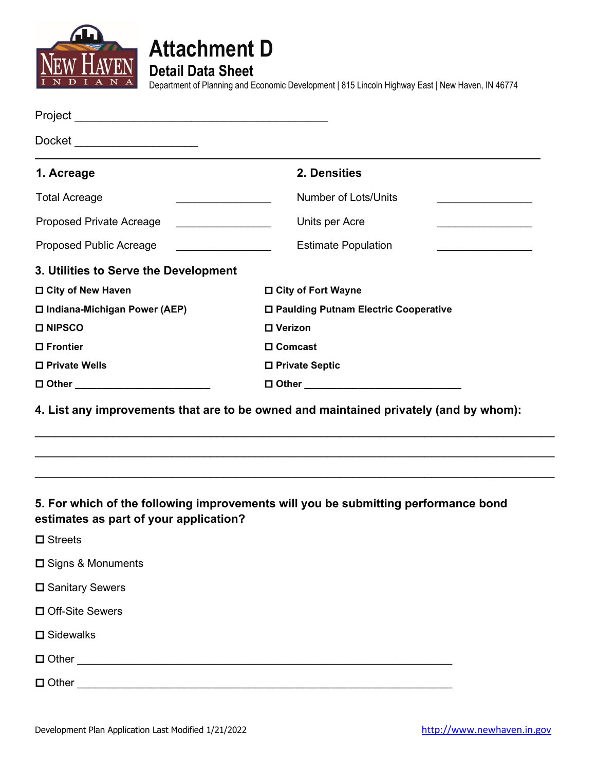# Attachment D

## Detail Data Sheet

Department of Planning and Economic Development | 815 Lincoln Highway East | New Haven, IN 46774

Project ________________________________________

Docket ____________________

---

### 1. Acreage

Total Acreage _______________

Proposed Private Acreage _______________

Proposed Public Acreage _______________

### 2. Densities

Number of Lots/Units _______________

Units per Acre _______________

Estimate Population _______________

### 3. Utilities to Serve the Development

- ☐ **City of New Haven**
- ☐ **City of Fort Wayne**
- ☐ **Indiana-Michigan Power (AEP)**
- ☐ **Paulding Putnam Electric Cooperative**
- ☐ **NIPSCO**
- ☐ **Verizon**
- ☐ **Frontier**
- ☐ **Comcast**
- ☐ **Private Wells**
- ☐ **Private Septic**
- ☐ **Other** ________________________
- ☐ **Other** ____________________________

### 4. List any improvements that are to be owned and maintained privately (and by whom):

_______________________________________________________________________________

_______________________________________________________________________________

_______________________________________________________________________________

### 5. For which of the following improvements will you be submitting performance bond estimates as part of your application?

- ☐ Streets
- ☐ Signs & Monuments
- ☐ Sanitary Sewers
- ☐ Off-Site Sewers
- ☐ Sidewalks
- ☐ Other ____________________________________________________________
- ☐ Other ____________________________________________________________

Development Plan Application Last Modified 1/21/2022

http://www.newhaven.in.gov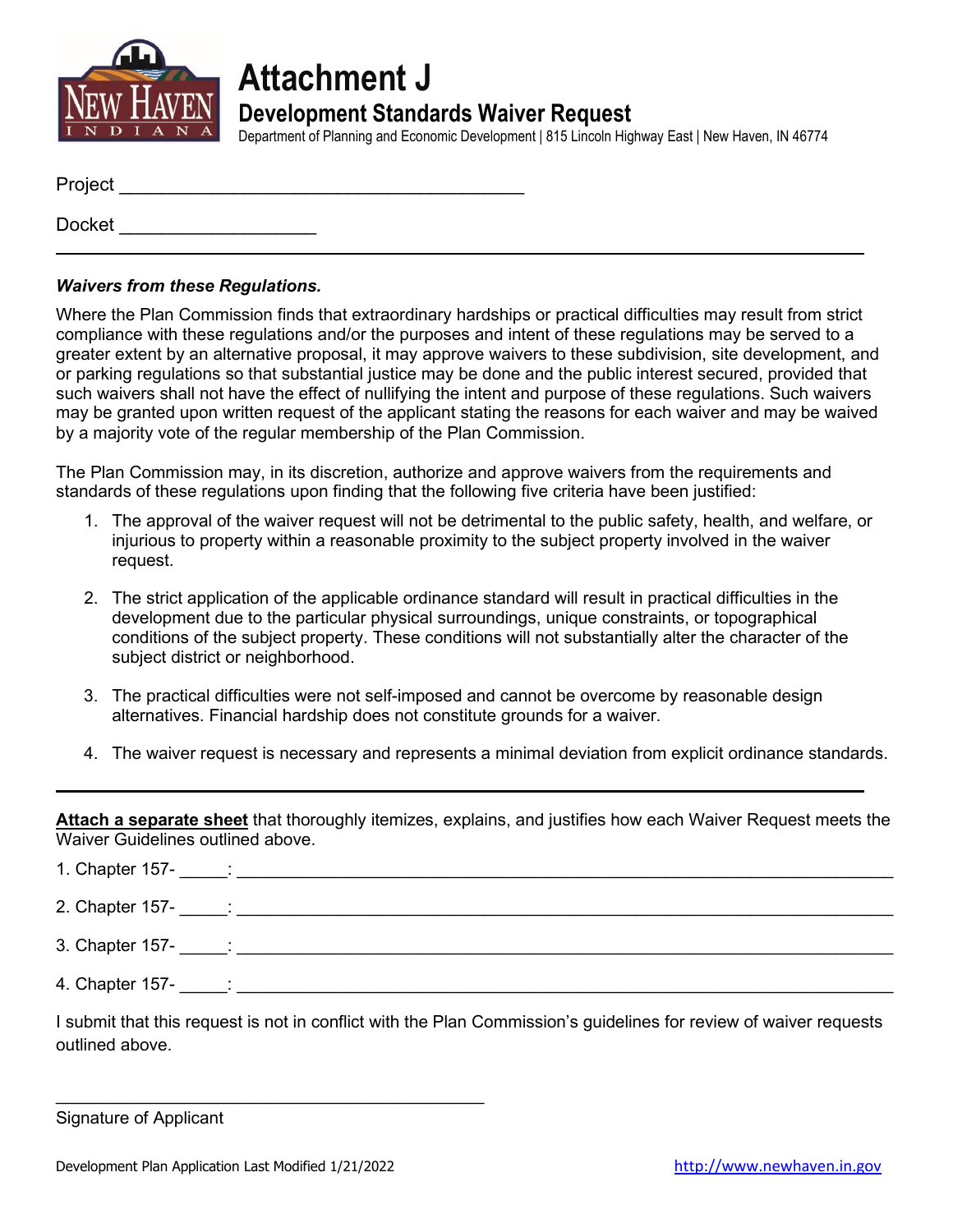# Attachment J

## Development Standards Waiver Request

Department of Planning and Economic Development | 815 Lincoln Highway East | New Haven, IN 46774

Project ________________________________________

Docket ___________________

---

***Waivers from these Regulations.***

Where the Plan Commission finds that extraordinary hardships or practical difficulties may result from strict compliance with these regulations and/or the purposes and intent of these regulations may be served to a greater extent by an alternative proposal, it may approve waivers to these subdivision, site development, and or parking regulations so that substantial justice may be done and the public interest secured, provided that such waivers shall not have the effect of nullifying the intent and purpose of these regulations. Such waivers may be granted upon written request of the applicant stating the reasons for each waiver and may be waived by a majority vote of the regular membership of the Plan Commission.

The Plan Commission may, in its discretion, authorize and approve waivers from the requirements and standards of these regulations upon finding that the following five criteria have been justified:

1. The approval of the waiver request will not be detrimental to the public safety, health, and welfare, or injurious to property within a reasonable proximity to the subject property involved in the waiver request.
2. The strict application of the applicable ordinance standard will result in practical difficulties in the development due to the particular physical surroundings, unique constraints, or topographical conditions of the subject property. These conditions will not substantially alter the character of the subject district or neighborhood.
3. The practical difficulties were not self-imposed and cannot be overcome by reasonable design alternatives. Financial hardship does not constitute grounds for a waiver.
4. The waiver request is necessary and represents a minimal deviation from explicit ordinance standards.

---

**<u>Attach a separate sheet</u>** that thoroughly itemizes, explains, and justifies how each Waiver Request meets the Waiver Guidelines outlined above.

1. Chapter 157- _____: ______________________________________________________________________
2. Chapter 157- _____: ______________________________________________________________________
3. Chapter 157- _____: ______________________________________________________________________
4. Chapter 157- _____: ______________________________________________________________________

I submit that this request is not in conflict with the Plan Commission's guidelines for review of waiver requests outlined above.

_____________________________________________

Signature of Applicant

Development Plan Application Last Modified 1/21/2022

http://www.newhaven.in.gov